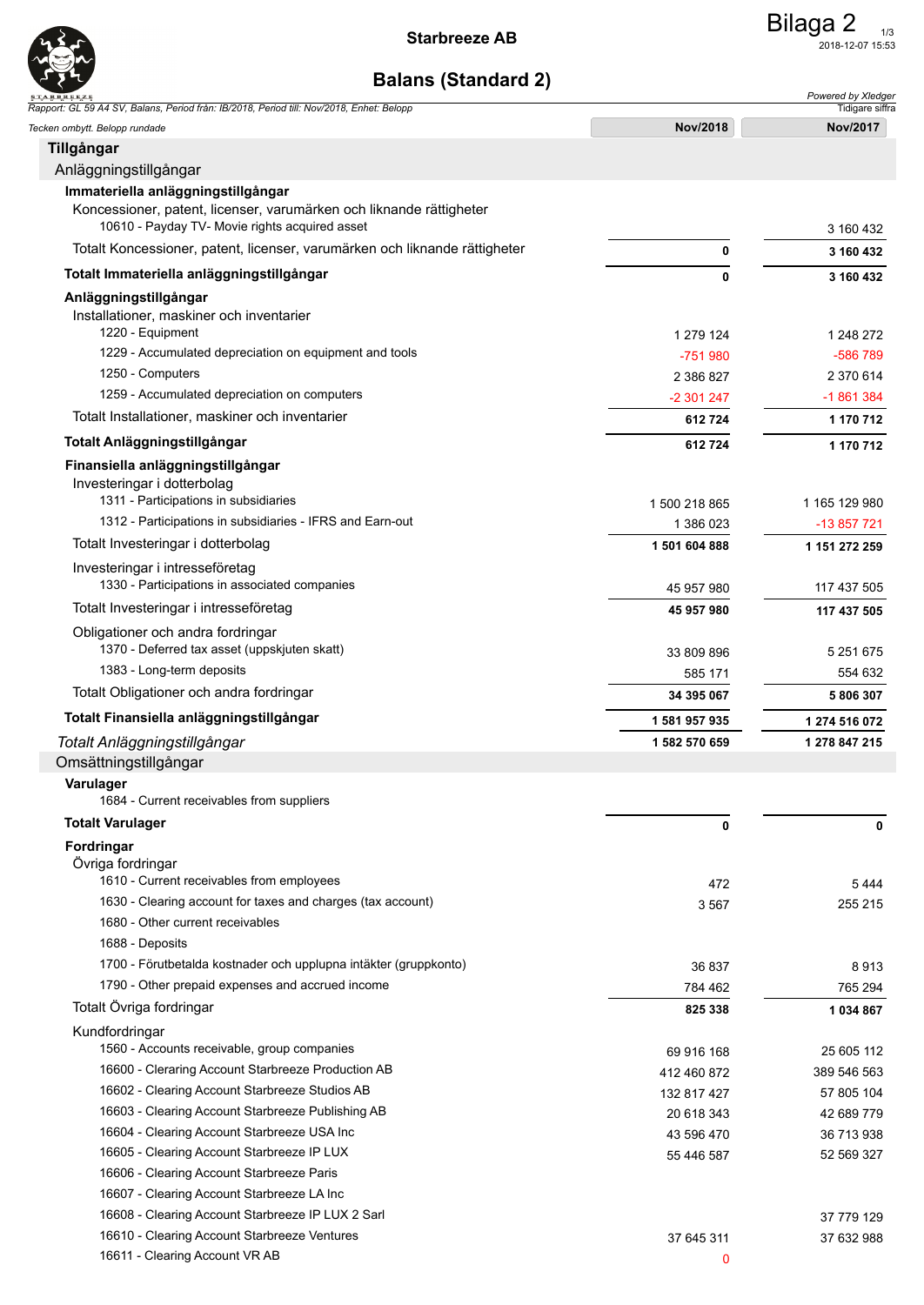# Starbreeze AB

## Balans (Standard 2)

Bilaga 2

2018-12-07 15:53

Powered by Xledger

Rapport: GL 59 A4 SV, Balans, Period från: IB/2018, Period till: Nov/2018, Enhet: Belopp

Tecken ombytt. Belopp rundade

Tidigare siffra

| | Nov/2018 | Nov/2017 |
|---|---|---|
| **Tillgångar** | | |
| Anläggningstillgångar | | |
| **Immateriella anläggningstillgångar** | | |
| Koncessioner, patent, licenser, varumärken och liknande rättigheter | | |
| 10610 - Payday TV- Movie rights acquired asset | | 3 160 432 |
| Totalt Koncessioner, patent, licenser, varumärken och liknande rättigheter | **0** | **3 160 432** |
| **Totalt Immateriella anläggningstillgångar** | **0** | **3 160 432** |
| **Anläggningstillgångar** | | |
| Installationer, maskiner och inventarier | | |
| 1220 - Equipment | 1 279 124 | 1 248 272 |
| 1229 - Accumulated depreciation on equipment and tools | -751 980 | -586 789 |
| 1250 - Computers | 2 386 827 | 2 370 614 |
| 1259 - Accumulated depreciation on computers | -2 301 247 | -1 861 384 |
| Totalt Installationer, maskiner och inventarier | **612 724** | **1 170 712** |
| **Totalt Anläggningstillgångar** | **612 724** | **1 170 712** |
| **Finansiella anläggningstillgångar** | | |
| Investeringar i dotterbolag | | |
| 1311 - Participations in subsidiaries | 1 500 218 865 | 1 165 129 980 |
| 1312 - Participations in subsidiaries - IFRS and Earn-out | 1 386 023 | -13 857 721 |
| Totalt Investeringar i dotterbolag | **1 501 604 888** | **1 151 272 259** |
| Investeringar i intresseföretag | | |
| 1330 - Participations in associated companies | 45 957 980 | 117 437 505 |
| Totalt Investeringar i intresseföretag | **45 957 980** | **117 437 505** |
| Obligationer och andra fordringar | | |
| 1370 - Deferred tax asset (uppskjuten skatt) | 33 809 896 | 5 251 675 |
| 1383 - Long-term deposits | 585 171 | 554 632 |
| Totalt Obligationer och andra fordringar | **34 395 067** | **5 806 307** |
| **Totalt Finansiella anläggningstillgångar** | **1 581 957 935** | **1 274 516 072** |
| *Totalt Anläggningstillgångar* | **1 582 570 659** | **1 278 847 215** |
| Omsättningstillgångar | | |
| **Varulager** | | |
| 1684 - Current receivables from suppliers | | |
| **Totalt Varulager** | **0** | **0** |
| **Fordringar** | | |
| Övriga fordringar | | |
| 1610 - Current receivables from employees | 472 | 5 444 |
| 1630 - Clearing account for taxes and charges (tax account) | 3 567 | 255 215 |
| 1680 - Other current receivables | | |
| 1688 - Deposits | | |
| 1700 - Förutbetalda kostnader och upplupna intäkter (gruppkonto) | 36 837 | 8 913 |
| 1790 - Other prepaid expenses and accrued income | 784 462 | 765 294 |
| Totalt Övriga fordringar | **825 338** | **1 034 867** |
| Kundfordringar | | |
| 1560 - Accounts receivable, group companies | 69 916 168 | 25 605 112 |
| 16600 - Clerearing Account Starbreeze Production AB | 412 460 872 | 389 546 563 |
| 16602 - Clearing Account Starbreeze Studios AB | 132 817 427 | 57 805 104 |
| 16603 - Clearing Account Starbreeze Publishing AB | 20 618 343 | 42 689 779 |
| 16604 - Clearing Account Starbreeze USA Inc | 43 596 470 | 36 713 938 |
| 16605 - Clearing Account Starbreeze IP LUX | 55 446 587 | 52 569 327 |
| 16606 - Clearing Account Starbreeze Paris | | |
| 16607 - Clearing Account Starbreeze LA Inc | | |
| 16608 - Clearing Account Starbreeze IP LUX 2 Sarl | | 37 779 129 |
| 16610 - Clearing Account Starbreeze Ventures | 37 645 311 | 37 632 988 |
| 16611 - Clearing Account VR AB | 0 | |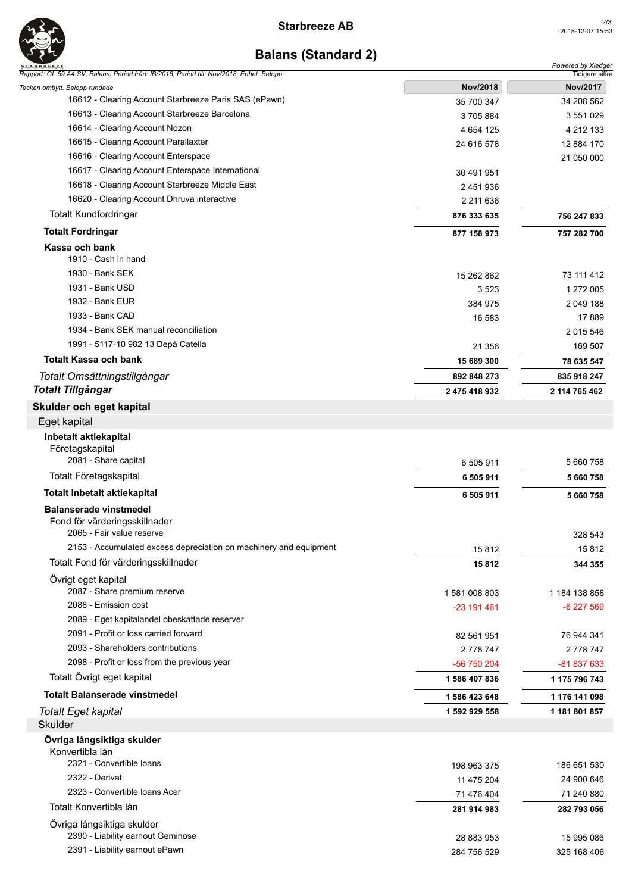# Starbreeze AB

## Balans (Standard 2)

Rapport: GL 59 A4 SV, Balans, Period från: IB/2018, Period till: Nov/2018, Enhet: Belopp

Powered by Xledger

Tecken ombytt. Belopp rundade

| | Nov/2018 | Nov/2017 (Tidigare siffra) |
|---|---|---|
| 16612 - Clearing Account Starbreeze Paris SAS (ePawn) | 35 700 347 | 34 208 562 |
| 16613 - Clearing Account Starbreeze Barcelona | 3 705 884 | 3 551 029 |
| 16614 - Clearing Account Nozon | 4 654 125 | 4 212 133 |
| 16615 - Clearing Account Parallaxter | 24 616 578 | 12 884 170 |
| 16616 - Clearing Account Enterspace | | 21 050 000 |
| 16617 - Clearing Account Enterspace International | 30 491 951 | |
| 16618 - Clearing Account Starbreeze Middle East | 2 451 936 | |
| 16620 - Clearing Account Dhruva interactive | 2 211 636 | |
| Totalt Kundfordringar | **876 333 635** | **756 247 833** |
| **Totalt Fordringar** | **877 158 973** | **757 282 700** |
| **Kassa och bank** | | |
| 1910 - Cash in hand | | |
| 1930 - Bank SEK | 15 262 862 | 73 111 412 |
| 1931 - Bank USD | 3 523 | 1 272 005 |
| 1932 - Bank EUR | 384 975 | 2 049 188 |
| 1933 - Bank CAD | 16 583 | 17 889 |
| 1934 - Bank SEK manual reconciliation | | 2 015 546 |
| 1991 - 5117-10 982 13 Depå Catella | 21 356 | 169 507 |
| **Totalt Kassa och bank** | **15 689 300** | **78 635 547** |
| *Totalt Omsättningstillgångar* | **892 848 273** | **835 918 247** |
| ***Totalt Tillgångar*** | **2 475 418 932** | **2 114 765 462** |
| **Skulder och eget kapital** | | |
| Eget kapital | | |
| **Inbetalt aktiekapital** | | |
| Företagskapital | | |
| 2081 - Share capital | 6 505 911 | 5 660 758 |
| Totalt Företagskapital | **6 505 911** | **5 660 758** |
| **Totalt Inbetalt aktiekapital** | **6 505 911** | **5 660 758** |
| **Balanserade vinstmedel** | | |
| Fond för värderingsskillnader | | |
| 2065 - Fair value reserve | | 328 543 |
| 2153 - Accumulated excess depreciation on machinery and equipment | 15 812 | 15 812 |
| Totalt Fond för värderingsskillnader | **15 812** | **344 355** |
| Övrigt eget kapital | | |
| 2087 - Share premium reserve | 1 581 008 803 | 1 184 138 858 |
| 2088 - Emission cost | -23 191 461 | -6 227 569 |
| 2089 - Eget kapitalandel obeskattade reserver | | |
| 2091 - Profit or loss carried forward | 82 561 951 | 76 944 341 |
| 2093 - Shareholders contributions | 2 778 747 | 2 778 747 |
| 2098 - Profit or loss from the previous year | -56 750 204 | -81 837 633 |
| Totalt Övrigt eget kapital | **1 586 407 836** | **1 175 796 743** |
| **Totalt Balanserade vinstmedel** | **1 586 423 648** | **1 176 141 098** |
| *Totalt Eget kapital* | **1 592 929 558** | **1 181 801 857** |
| Skulder | | |
| **Övriga långsiktiga skulder** | | |
| Konvertibla lån | | |
| 2321 - Convertible loans | 198 963 375 | 186 651 530 |
| 2322 - Derivat | 11 475 204 | 24 900 646 |
| 2323 - Convertible loans Acer | 71 476 404 | 71 240 880 |
| Totalt Konvertibla lån | **281 914 983** | **282 793 056** |
| Övriga långsiktiga skulder | | |
| 2390 - Liability earnout Geminose | 28 883 953 | 15 995 086 |
| 2391 - Liability earnout ePawn | 284 756 529 | 325 168 406 |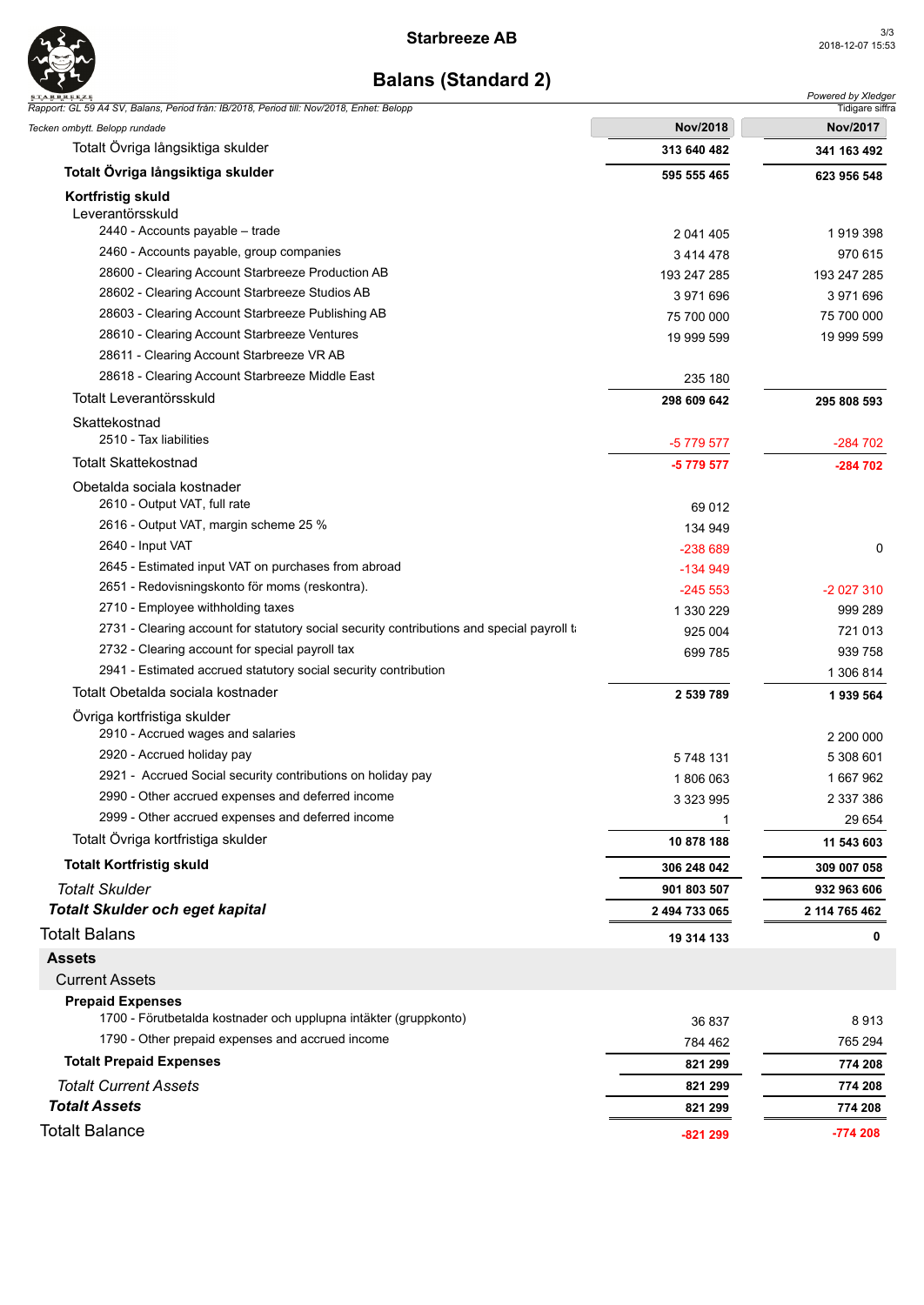# Starbreeze AB

## Balans (Standard 2)

*Rapport: GL 59 A4 SV, Balans, Period från: IB/2018, Period till: Nov/2018, Enhet: Belopp*

*Tecken ombytt. Belopp rundade*

| | Nov/2018 | Nov/2017 |
|---|---|---|
| Totalt Övriga långsiktiga skulder | **313 640 482** | **341 163 492** |
| **Totalt Övriga långsiktiga skulder** | **595 555 465** | **623 956 548** |
| **Kortfristig skuld** | | |
| Leverantörsskuld | | |
| 2440 - Accounts payable – trade | 2 041 405 | 1 919 398 |
| 2460 - Accounts payable, group companies | 3 414 478 | 970 615 |
| 28600 - Clearing Account Starbreeze Production AB | 193 247 285 | 193 247 285 |
| 28602 - Clearing Account Starbreeze Studios AB | 3 971 696 | 3 971 696 |
| 28603 - Clearing Account Starbreeze Publishing AB | 75 700 000 | 75 700 000 |
| 28610 - Clearing Account Starbreeze Ventures | 19 999 599 | 19 999 599 |
| 28611 - Clearing Account Starbreeze VR AB | | |
| 28618 - Clearing Account Starbreeze Middle East | 235 180 | |
| Totalt Leverantörsskuld | **298 609 642** | **295 808 593** |
| Skattekostnad | | |
| 2510 - Tax liabilities | -5 779 577 | -284 702 |
| Totalt Skattekostnad | **-5 779 577** | **-284 702** |
| Obetalda sociala kostnader | | |
| 2610 - Output VAT, full rate | 69 012 | |
| 2616 - Output VAT, margin scheme 25 % | 134 949 | |
| 2640 - Input VAT | -238 689 | 0 |
| 2645 - Estimated input VAT on purchases from abroad | -134 949 | |
| 2651 - Redovisningskonto för moms (reskontra). | -245 553 | -2 027 310 |
| 2710 - Employee withholding taxes | 1 330 229 | 999 289 |
| 2731 - Clearing account for statutory social security contributions and special payroll t | 925 004 | 721 013 |
| 2732 - Clearing account for special payroll tax | 699 785 | 939 758 |
| 2941 - Estimated accrued statutory social security contribution | | 1 306 814 |
| Totalt Obetalda sociala kostnader | **2 539 789** | **1 939 564** |
| Övriga kortfristiga skulder | | |
| 2910 - Accrued wages and salaries | | 2 200 000 |
| 2920 - Accrued holiday pay | 5 748 131 | 5 308 601 |
| 2921 - Accrued Social security contributions on holiday pay | 1 806 063 | 1 667 962 |
| 2990 - Other accrued expenses and deferred income | 3 323 995 | 2 337 386 |
| 2999 - Other accrued expenses and deferred income | 1 | 29 654 |
| Totalt Övriga kortfristiga skulder | **10 878 188** | **11 543 603** |
| **Totalt Kortfristig skuld** | **306 248 042** | **309 007 058** |
| *Totalt Skulder* | **901 803 507** | **932 963 606** |
| ***Totalt Skulder och eget kapital*** | **2 494 733 065** | **2 114 765 462** |
| Totalt Balans | **19 314 133** | **0** |
| **Assets** | | |
| Current Assets | | |
| **Prepaid Expenses** | | |
| 1700 - Förutbetalda kostnader och upplupna intäkter (gruppkonto) | 36 837 | 8 913 |
| 1790 - Other prepaid expenses and accrued income | 784 462 | 765 294 |
| **Totalt Prepaid Expenses** | **821 299** | **774 208** |
| *Totalt Current Assets* | **821 299** | **774 208** |
| ***Totalt Assets*** | **821 299** | **774 208** |
| Totalt Balance | **-821 299** | **-774 208** |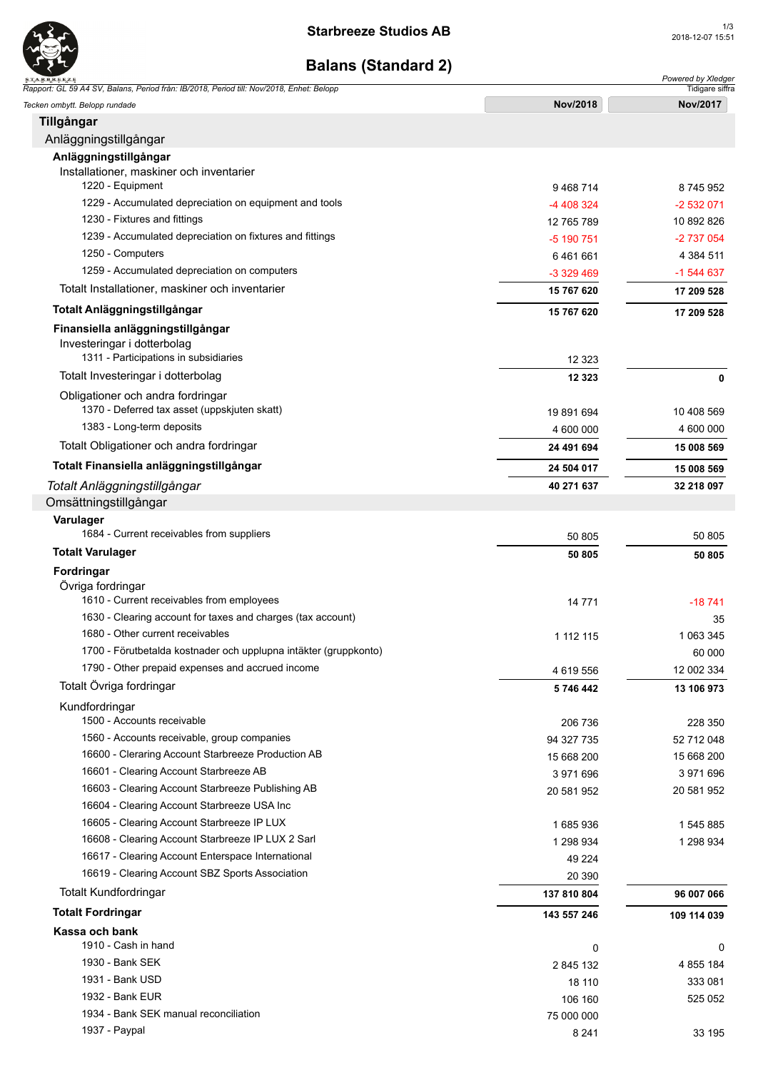# Starbreeze Studios AB

## Balans (Standard 2)

*Rapport: GL 59 A4 SV, Balans, Period från: IB/2018, Period till: Nov/2018, Enhet: Belopp*

Powered by Xledger

Tidigare siffra

*Tecken ombytt. Belopp rundade*

| | Nov/2018 | Nov/2017 |
|---|---|---|
| **Tillgångar** | | |
| Anläggningstillgångar | | |
| **Anläggningstillgångar** | | |
| Installationer, maskiner och inventarier | | |
| 1220 - Equipment | 9 468 714 | 8 745 952 |
| 1229 - Accumulated depreciation on equipment and tools | -4 408 324 | -2 532 071 |
| 1230 - Fixtures and fittings | 12 765 789 | 10 892 826 |
| 1239 - Accumulated depreciation on fixtures and fittings | -5 190 751 | -2 737 054 |
| 1250 - Computers | 6 461 661 | 4 384 511 |
| 1259 - Accumulated depreciation on computers | -3 329 469 | -1 544 637 |
| Totalt Installationer, maskiner och inventarier | **15 767 620** | **17 209 528** |
| **Totalt Anläggningstillgångar** | **15 767 620** | **17 209 528** |
| **Finansiella anläggningstillgångar** | | |
| Investeringar i dotterbolag | | |
| 1311 - Participations in subsidiaries | 12 323 | |
| Totalt Investeringar i dotterbolag | **12 323** | **0** |
| Obligationer och andra fordringar | | |
| 1370 - Deferred tax asset (uppskjuten skatt) | 19 891 694 | 10 408 569 |
| 1383 - Long-term deposits | 4 600 000 | 4 600 000 |
| Totalt Obligationer och andra fordringar | **24 491 694** | **15 008 569** |
| **Totalt Finansiella anläggningstillgångar** | **24 504 017** | **15 008 569** |
| *Totalt Anläggningstillgångar* | **40 271 637** | **32 218 097** |
| Omsättningstillgångar | | |
| **Varulager** | | |
| 1684 - Current receivables from suppliers | 50 805 | 50 805 |
| **Totalt Varulager** | **50 805** | **50 805** |
| **Fordringar** | | |
| Övriga fordringar | | |
| 1610 - Current receivables from employees | 14 771 | -18 741 |
| 1630 - Clearing account for taxes and charges (tax account) | | 35 |
| 1680 - Other current receivables | 1 112 115 | 1 063 345 |
| 1700 - Förutbetalda kostnader och upplupna intäkter (gruppkonto) | | 60 000 |
| 1790 - Other prepaid expenses and accrued income | 4 619 556 | 12 002 334 |
| Totalt Övriga fordringar | **5 746 442** | **13 106 973** |
| Kundfordringar | | |
| 1500 - Accounts receivable | 206 736 | 228 350 |
| 1560 - Accounts receivable, group companies | 94 327 735 | 52 712 048 |
| 16600 - Clearing Account Starbreeze Production AB | 15 668 200 | 15 668 200 |
| 16601 - Clearing Account Starbreeze AB | 3 971 696 | 3 971 696 |
| 16603 - Clearing Account Starbreeze Publishing AB | 20 581 952 | 20 581 952 |
| 16604 - Clearing Account Starbreeze USA Inc | | |
| 16605 - Clearing Account Starbreeze IP LUX | 1 685 936 | 1 545 885 |
| 16608 - Clearing Account Starbreeze IP LUX 2 Sarl | 1 298 934 | 1 298 934 |
| 16617 - Clearing Account Enterspace International | 49 224 | |
| 16619 - Clearing Account SBZ Sports Association | 20 390 | |
| Totalt Kundfordringar | **137 810 804** | **96 007 066** |
| **Totalt Fordringar** | **143 557 246** | **109 114 039** |
| **Kassa och bank** | | |
| 1910 - Cash in hand | 0 | 0 |
| 1930 - Bank SEK | 2 845 132 | 4 855 184 |
| 1931 - Bank USD | 18 110 | 333 081 |
| 1932 - Bank EUR | 106 160 | 525 052 |
| 1934 - Bank SEK manual reconciliation | 75 000 000 | |
| 1937 - Paypal | 8 241 | 33 195 |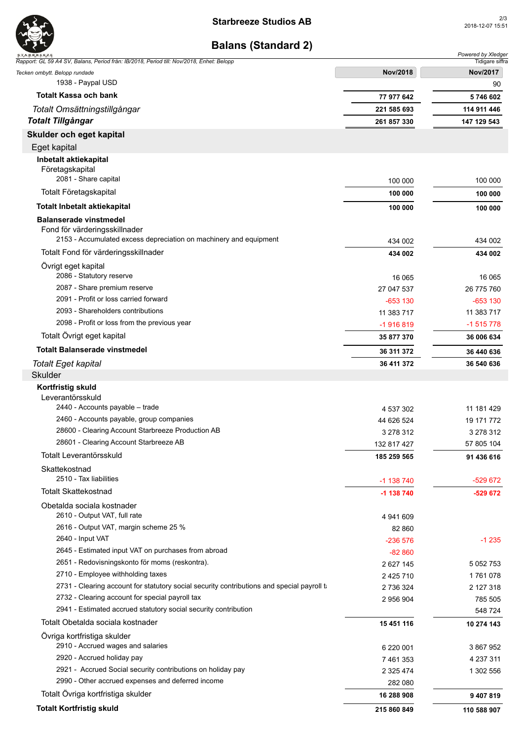# Starbreeze Studios AB

## Balans (Standard 2)

Rapport: GL 59 A4 SV, Balans, Period från: IB/2018, Period till: Nov/2018, Enhet: Belopp

Powered by Xledger

Tidigare siffra

Tecken ombytt. Belopp rundade

| | Nov/2018 | Nov/2017 |
|---|---|---|
| 1938 - Paypal USD | | 90 |
| **Totalt Kassa och bank** | **77 977 642** | **5 746 602** |
| ***Totalt Omsättningstillgångar*** | **221 585 693** | **114 911 446** |
| ***Totalt Tillgångar*** | **261 857 330** | **147 129 543** |
| **Skulder och eget kapital** | | |
| Eget kapital | | |
| **Inbetalt aktiekapital** | | |
| Företagskapital | | |
| 2081 - Share capital | 100 000 | 100 000 |
| Totalt Företagskapital | **100 000** | **100 000** |
| **Totalt Inbetalt aktiekapital** | **100 000** | **100 000** |
| **Balanserade vinstmedel** | | |
| Fond för värderingsskillnader | | |
| 2153 - Accumulated excess depreciation on machinery and equipment | 434 002 | 434 002 |
| Totalt Fond för värderingsskillnader | **434 002** | **434 002** |
| Övrigt eget kapital | | |
| 2086 - Statutory reserve | 16 065 | 16 065 |
| 2087 - Share premium reserve | 27 047 537 | 26 775 760 |
| 2091 - Profit or loss carried forward | -653 130 | -653 130 |
| 2093 - Shareholders contributions | 11 383 717 | 11 383 717 |
| 2098 - Profit or loss from the previous year | -1 916 819 | -1 515 778 |
| Totalt Övrigt eget kapital | **35 877 370** | **36 006 634** |
| **Totalt Balanserade vinstmedel** | **36 311 372** | **36 440 636** |
| *Totalt Eget kapital* | **36 411 372** | **36 540 636** |
| Skulder | | |
| **Kortfristig skuld** | | |
| Leverantörsskuld | | |
| 2440 - Accounts payable – trade | 4 537 302 | 11 181 429 |
| 2460 - Accounts payable, group companies | 44 626 524 | 19 171 772 |
| 28600 - Clearing Account Starbreeze Production AB | 3 278 312 | 3 278 312 |
| 28601 - Clearing Account Starbreeze AB | 132 817 427 | 57 805 104 |
| Totalt Leverantörsskuld | **185 259 565** | **91 436 616** |
| Skattekostnad | | |
| 2510 - Tax liabilities | -1 138 740 | -529 672 |
| Totalt Skattekostnad | **-1 138 740** | **-529 672** |
| Obetalda sociala kostnader | | |
| 2610 - Output VAT, full rate | 4 941 609 | |
| 2616 - Output VAT, margin scheme 25 % | 82 860 | |
| 2640 - Input VAT | -236 576 | -1 235 |
| 2645 - Estimated input VAT on purchases from abroad | -82 860 | |
| 2651 - Redovisningskonto för moms (reskontra). | 2 627 145 | 5 052 753 |
| 2710 - Employee withholding taxes | 2 425 710 | 1 761 078 |
| 2731 - Clearing account for statutory social security contributions and special payroll t | 2 736 324 | 2 127 318 |
| 2732 - Clearing account for special payroll tax | 2 956 904 | 785 505 |
| 2941 - Estimated accrued statutory social security contribution | | 548 724 |
| Totalt Obetalda sociala kostnader | **15 451 116** | **10 274 143** |
| Övriga kortfristiga skulder | | |
| 2910 - Accrued wages and salaries | 6 220 001 | 3 867 952 |
| 2920 - Accrued holiday pay | 7 461 353 | 4 237 311 |
| 2921 - Accrued Social security contributions on holiday pay | 2 325 474 | 1 302 556 |
| 2990 - Other accrued expenses and deferred income | 282 080 | |
| Totalt Övriga kortfristiga skulder | **16 288 908** | **9 407 819** |
| **Totalt Kortfristig skuld** | **215 860 849** | **110 588 907** |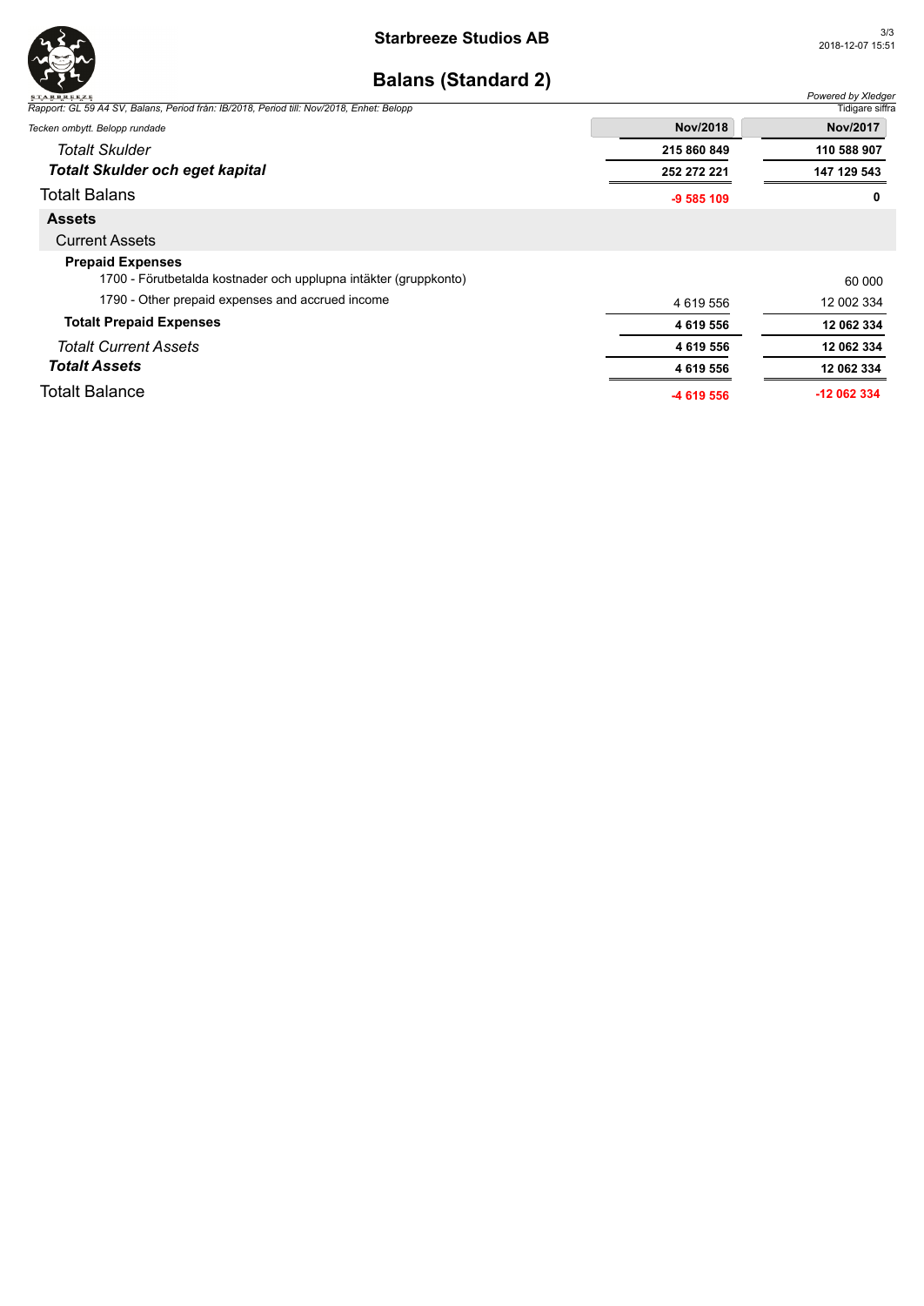# Starbreeze Studios AB

## Balans (Standard 2)

*Powered by Xledger*

*Rapport: GL 59 A4 SV, Balans, Period från: IB/2018, Period till: Nov/2018, Enhet: Belopp*

Tidigare siffra

*Tecken ombytt. Belopp rundade*

| | Nov/2018 | Nov/2017 |
|---|---|---|
| *Totalt Skulder* | **215 860 849** | **110 588 907** |
| ***Totalt Skulder och eget kapital*** | **252 272 221** | **147 129 543** |
| Totalt Balans | **-9 585 109** | **0** |
| **Assets** | | |
| Current Assets | | |
| **Prepaid Expenses** | | |
| 1700 - Förutbetalda kostnader och upplupna intäkter (gruppkonto) | | 60 000 |
| 1790 - Other prepaid expenses and accrued income | 4 619 556 | 12 002 334 |
| **Totalt Prepaid Expenses** | **4 619 556** | **12 062 334** |
| *Totalt Current Assets* | **4 619 556** | **12 062 334** |
| ***Totalt Assets*** | **4 619 556** | **12 062 334** |
| Totalt Balance | **-4 619 556** | **-12 062 334** |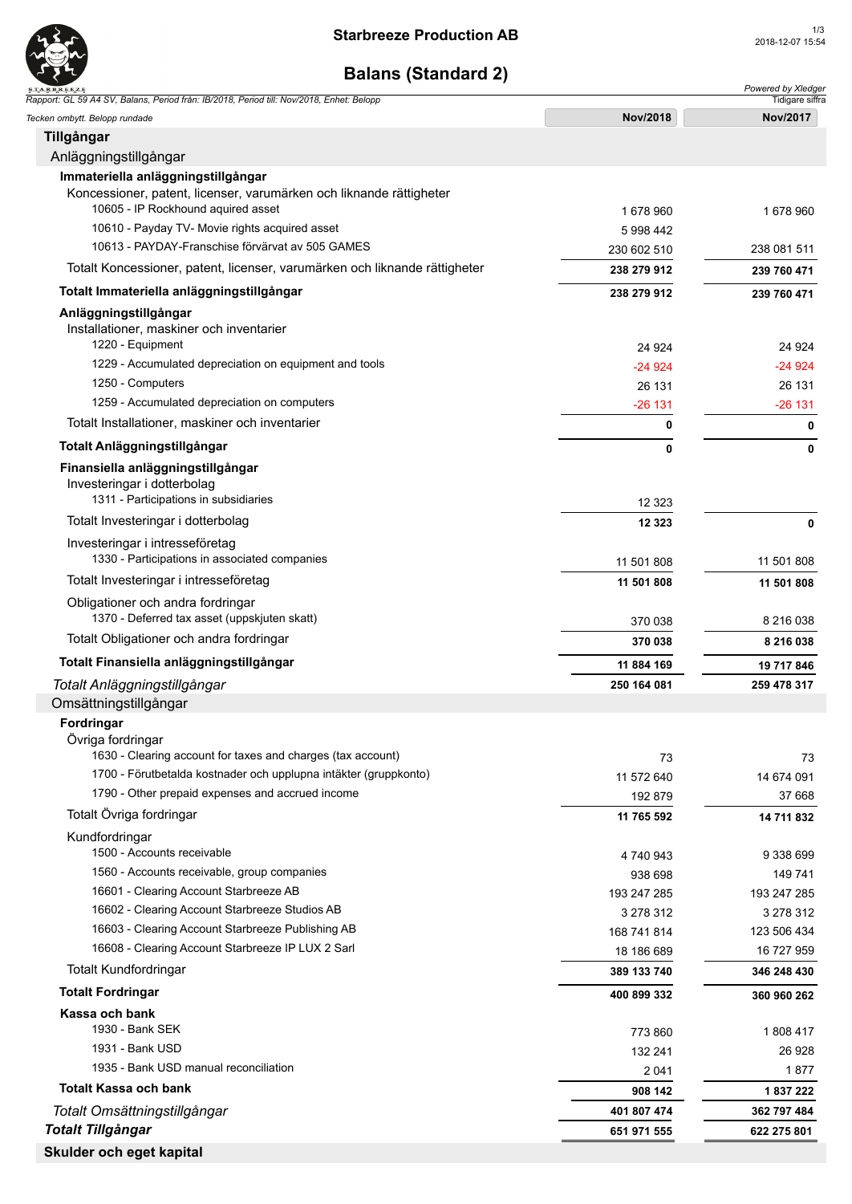# Starbreeze Production AB

## Balans (Standard 2)

Rapport: GL 59 A4 SV, Balans, Period från: IB/2018, Period till: Nov/2018, Enhet: Belopp

Powered by Xledger

Tidigare siffra

Tecken ombytt. Belopp rundade

| | Nov/2018 | Nov/2017 |
|---|---|---|
| **Tillgångar** | | |
| Anläggningstillgångar | | |
| **Immateriella anläggningstillgångar** | | |
| Koncessioner, patent, licenser, varumärken och liknande rättigheter | | |
| 10605 - IP Rockhound aquired asset | 1 678 960 | 1 678 960 |
| 10610 - Payday TV- Movie rights acquired asset | 5 998 442 | |
| 10613 - PAYDAY-Franschise förvärvat av 505 GAMES | 230 602 510 | 238 081 511 |
| Totalt Koncessioner, patent, licenser, varumärken och liknande rättigheter | **238 279 912** | **239 760 471** |
| **Totalt Immateriella anläggningstillgångar** | **238 279 912** | **239 760 471** |
| **Anläggningstillgångar** | | |
| Installationer, maskiner och inventarier | | |
| 1220 - Equipment | 24 924 | 24 924 |
| 1229 - Accumulated depreciation on equipment and tools | -24 924 | -24 924 |
| 1250 - Computers | 26 131 | 26 131 |
| 1259 - Accumulated depreciation on computers | -26 131 | -26 131 |
| Totalt Installationer, maskiner och inventarier | **0** | **0** |
| **Totalt Anläggningstillgångar** | **0** | **0** |
| **Finansiella anläggningstillgångar** | | |
| Investeringar i dotterbolag | | |
| 1311 - Participations in subsidiaries | 12 323 | |
| Totalt Investeringar i dotterbolag | **12 323** | **0** |
| Investeringar i intresseföretag | | |
| 1330 - Participations in associated companies | 11 501 808 | 11 501 808 |
| Totalt Investeringar i intresseföretag | **11 501 808** | **11 501 808** |
| Obligationer och andra fordringar | | |
| 1370 - Deferred tax asset (uppskjuten skatt) | 370 038 | 8 216 038 |
| Totalt Obligationer och andra fordringar | **370 038** | **8 216 038** |
| **Totalt Finansiella anläggningstillgångar** | **11 884 169** | **19 717 846** |
| *Totalt Anläggningstillgångar* | **250 164 081** | **259 478 317** |
| Omsättningstillgångar | | |
| **Fordringar** | | |
| Övriga fordringar | | |
| 1630 - Clearing account for taxes and charges (tax account) | 73 | 73 |
| 1700 - Förutbetalda kostnader och upplupna intäkter (gruppkonto) | 11 572 640 | 14 674 091 |
| 1790 - Other prepaid expenses and accrued income | 192 879 | 37 668 |
| Totalt Övriga fordringar | **11 765 592** | **14 711 832** |
| Kundfordringar | | |
| 1500 - Accounts receivable | 4 740 943 | 9 338 699 |
| 1560 - Accounts receivable, group companies | 938 698 | 149 741 |
| 16601 - Clearing Account Starbreeze AB | 193 247 285 | 193 247 285 |
| 16602 - Clearing Account Starbreeze Studios AB | 3 278 312 | 3 278 312 |
| 16603 - Clearing Account Starbreeze Publishing AB | 168 741 814 | 123 506 434 |
| 16608 - Clearing Account Starbreeze IP LUX 2 Sarl | 18 186 689 | 16 727 959 |
| Totalt Kundfordringar | **389 133 740** | **346 248 430** |
| **Totalt Fordringar** | **400 899 332** | **360 960 262** |
| **Kassa och bank** | | |
| 1930 - Bank SEK | 773 860 | 1 808 417 |
| 1931 - Bank USD | 132 241 | 26 928 |
| 1935 - Bank USD manual reconciliation | 2 041 | 1 877 |
| **Totalt Kassa och bank** | **908 142** | **1 837 222** |
| *Totalt Omsättningstillgångar* | **401 807 474** | **362 797 484** |
| ***Totalt Tillgångar*** | **651 971 555** | **622 275 801** |
| **Skulder och eget kapital** | | |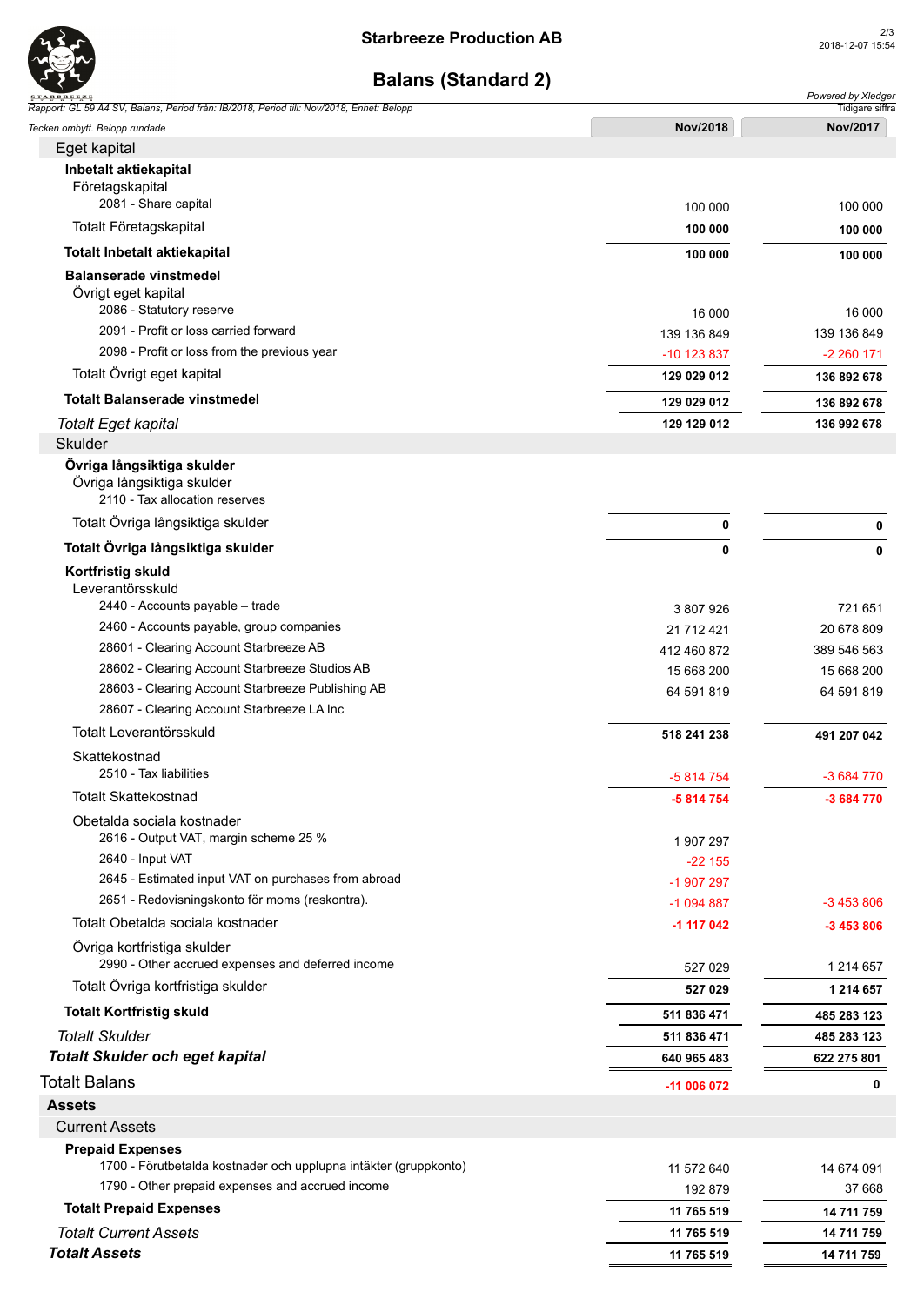# Starbreeze Production AB

## Balans (Standard 2)

Rapport: GL 59 A4 SV, Balans, Period från: IB/2018, Period till: Nov/2018, Enhet: Belopp

Powered by Xledger

Tidigare siffra

Tecken ombytt. Belopp rundade

| | Nov/2018 | Nov/2017 |
|---|---|---|
| **Eget kapital** | | |
| **Inbetalt aktiekapital** | | |
| Företagskapital | | |
| 2081 - Share capital | 100 000 | 100 000 |
| Totalt Företagskapital | **100 000** | **100 000** |
| **Totalt Inbetalt aktiekapital** | **100 000** | **100 000** |
| **Balanserade vinstmedel** | | |
| Övrigt eget kapital | | |
| 2086 - Statutory reserve | 16 000 | 16 000 |
| 2091 - Profit or loss carried forward | 139 136 849 | 139 136 849 |
| 2098 - Profit or loss from the previous year | -10 123 837 | -2 260 171 |
| Totalt Övrigt eget kapital | **129 029 012** | **136 892 678** |
| **Totalt Balanserade vinstmedel** | **129 029 012** | **136 892 678** |
| *Totalt Eget kapital* | **129 129 012** | **136 992 678** |
| **Skulder** | | |
| **Övriga långsiktiga skulder** | | |
| Övriga långsiktiga skulder | | |
| 2110 - Tax allocation reserves | | |
| Totalt Övriga långsiktiga skulder | **0** | **0** |
| **Totalt Övriga långsiktiga skulder** | **0** | **0** |
| **Kortfristig skuld** | | |
| Leverantörsskuld | | |
| 2440 - Accounts payable – trade | 3 807 926 | 721 651 |
| 2460 - Accounts payable, group companies | 21 712 421 | 20 678 809 |
| 28601 - Clearing Account Starbreeze AB | 412 460 872 | 389 546 563 |
| 28602 - Clearing Account Starbreeze Studios AB | 15 668 200 | 15 668 200 |
| 28603 - Clearing Account Starbreeze Publishing AB | 64 591 819 | 64 591 819 |
| 28607 - Clearing Account Starbreeze LA Inc | | |
| Totalt Leverantörsskuld | **518 241 238** | **491 207 042** |
| Skattekostnad | | |
| 2510 - Tax liabilities | -5 814 754 | -3 684 770 |
| Totalt Skattekostnad | **-5 814 754** | **-3 684 770** |
| Obetalda sociala kostnader | | |
| 2616 - Output VAT, margin scheme 25 % | 1 907 297 | |
| 2640 - Input VAT | -22 155 | |
| 2645 - Estimated input VAT on purchases from abroad | -1 907 297 | |
| 2651 - Redovisningskonto för moms (reskontra). | -1 094 887 | -3 453 806 |
| Totalt Obetalda sociala kostnader | **-1 117 042** | **-3 453 806** |
| Övriga kortfristiga skulder | | |
| 2990 - Other accrued expenses and deferred income | 527 029 | 1 214 657 |
| Totalt Övriga kortfristiga skulder | **527 029** | **1 214 657** |
| **Totalt Kortfristig skuld** | **511 836 471** | **485 283 123** |
| *Totalt Skulder* | **511 836 471** | **485 283 123** |
| ***Totalt Skulder och eget kapital*** | **640 965 483** | **622 275 801** |
| **Totalt Balans** | **-11 006 072** | **0** |
| **Assets** | | |
| Current Assets | | |
| **Prepaid Expenses** | | |
| 1700 - Förutbetalda kostnader och upplupna intäkter (gruppkonto) | 11 572 640 | 14 674 091 |
| 1790 - Other prepaid expenses and accrued income | 192 879 | 37 668 |
| **Totalt Prepaid Expenses** | **11 765 519** | **14 711 759** |
| *Totalt Current Assets* | **11 765 519** | **14 711 759** |
| ***Totalt Assets*** | **11 765 519** | **14 711 759** |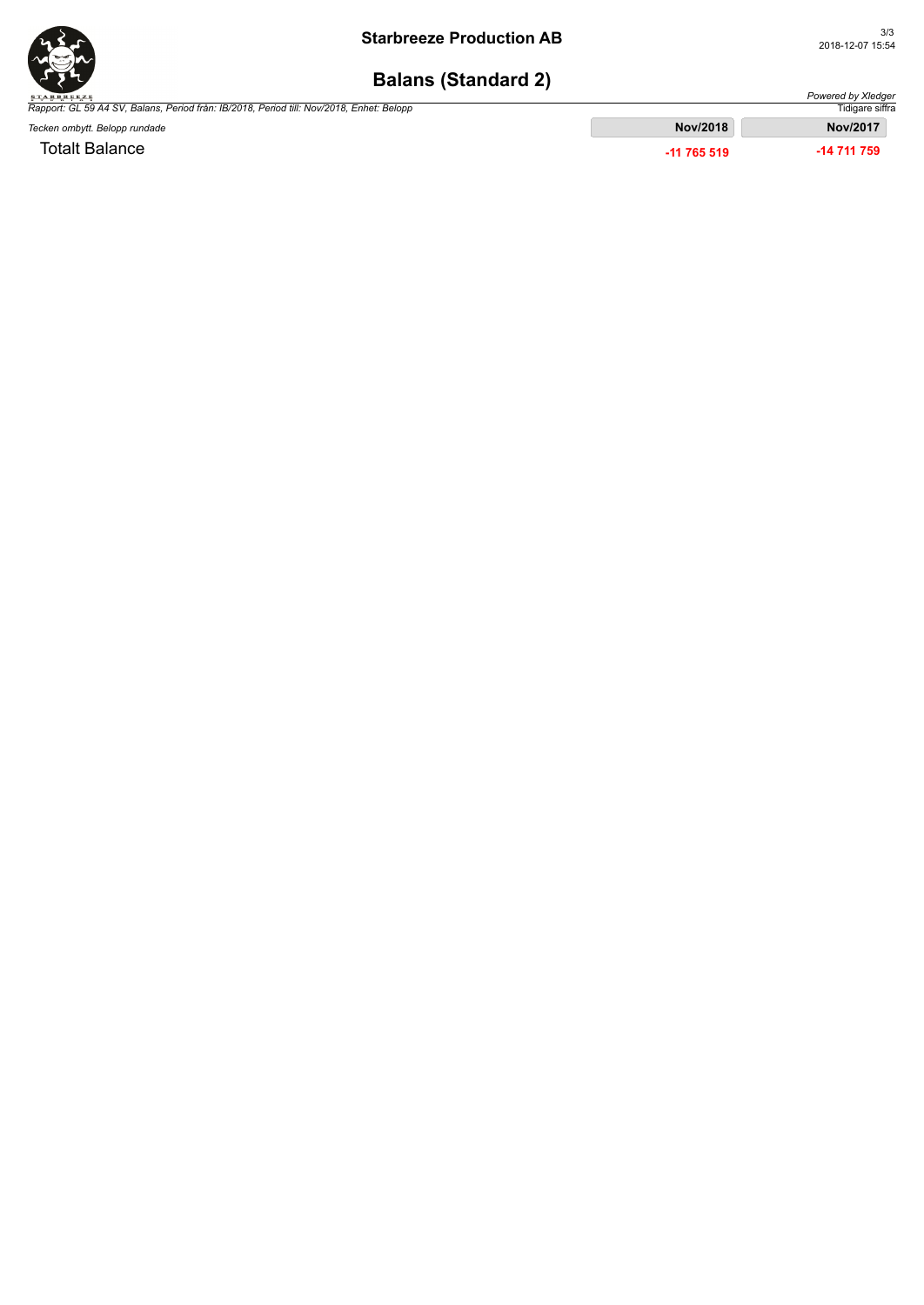# Starbreeze Production AB

## Balans (Standard 2)

*Powered by Xledger*

*Rapport: GL 59 A4 SV, Balans, Period från: IB/2018, Period till: Nov/2018, Enhet: Belopp*

Tidigare siffra

*Tecken ombytt. Belopp rundade*

| | Nov/2018 | Nov/2017 |
|---|---|---|
| Totalt Balance | -11 765 519 | -14 711 759 |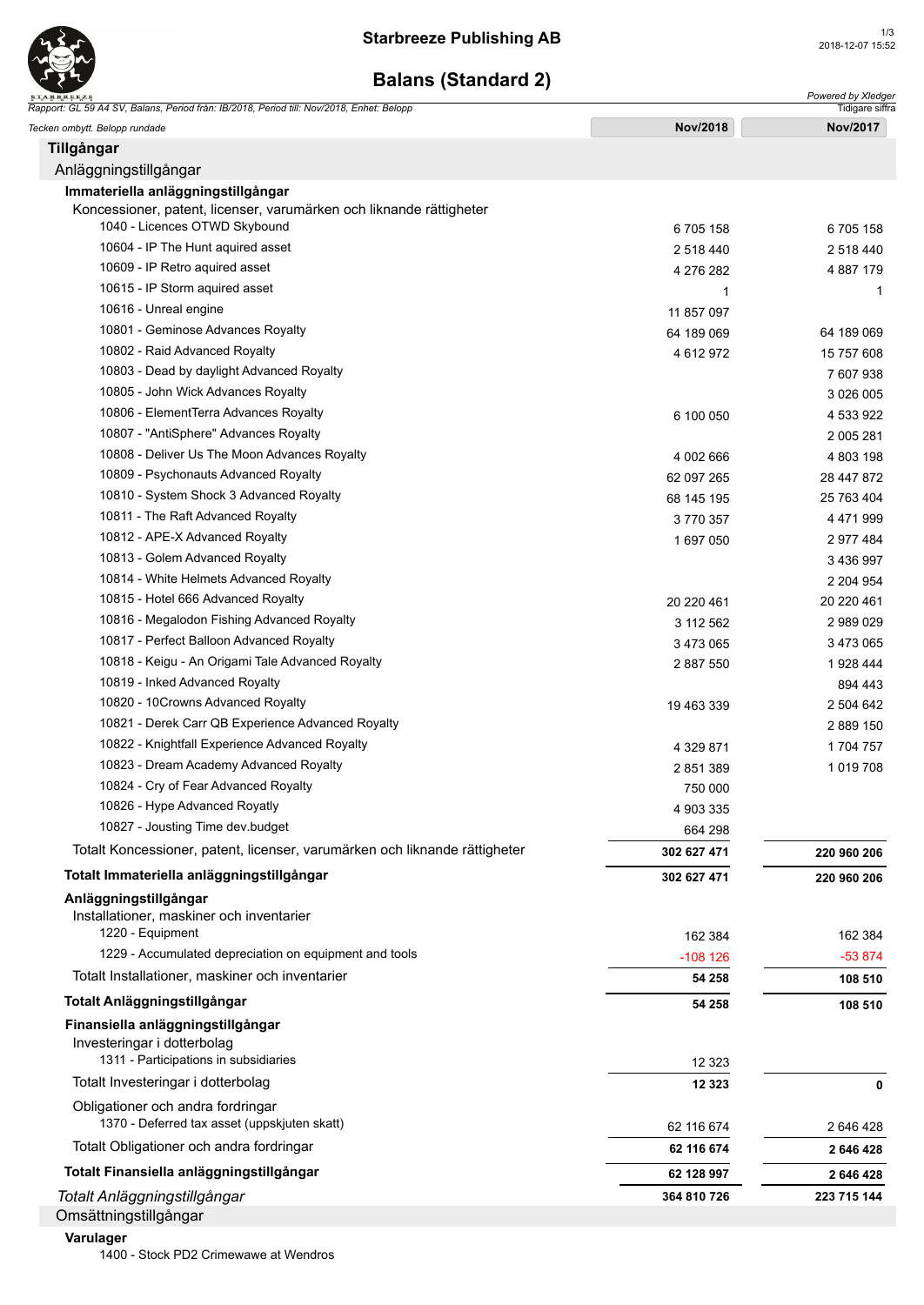# Starbreeze Publishing AB

## Balans (Standard 2)

Rapport: GL 59 A4 SV, Balans, Period från: IB/2018, Period till: Nov/2018, Enhet: Belopp

Powered by Xledger

Tecken ombytt. Belopp rundade

| | Nov/2018 | Nov/2017 |
|---|---|---|
| **Tillgångar** | | |
| Anläggningstillgångar | | |
| **Immateriella anläggningstillgångar** | | |
| Koncessioner, patent, licenser, varumärken och liknande rättigheter | | |
| 1040 - Licences OTWD Skybound | 6 705 158 | 6 705 158 |
| 10604 - IP The Hunt aquired asset | 2 518 440 | 2 518 440 |
| 10609 - IP Retro aquired asset | 4 276 282 | 4 887 179 |
| 10615 - IP Storm aquired asset | 1 | 1 |
| 10616 - Unreal engine | 11 857 097 | |
| 10801 - Geminose Advances Royalty | 64 189 069 | 64 189 069 |
| 10802 - Raid Advanced Royalty | 4 612 972 | 15 757 608 |
| 10803 - Dead by daylight Advanced Royalty | | 7 607 938 |
| 10805 - John Wick Advances Royalty | | 3 026 005 |
| 10806 - ElementTerra Advances Royalty | 6 100 050 | 4 533 922 |
| 10807 - "AntiSphere" Advances Royalty | | 2 005 281 |
| 10808 - Deliver Us The Moon Advances Royalty | 4 002 666 | 4 803 198 |
| 10809 - Psychonauts Advanced Royalty | 62 097 265 | 28 447 872 |
| 10810 - System Shock 3 Advanced Royalty | 68 145 195 | 25 763 404 |
| 10811 - The Raft Advanced Royalty | 3 770 357 | 4 471 999 |
| 10812 - APE-X Advanced Royalty | 1 697 050 | 2 977 484 |
| 10813 - Golem Advanced Royalty | | 3 436 997 |
| 10814 - White Helmets Advanced Royalty | | 2 204 954 |
| 10815 - Hotel 666 Advanced Royalty | 20 220 461 | 20 220 461 |
| 10816 - Megalodon Fishing Advanced Royalty | 3 112 562 | 2 989 029 |
| 10817 - Perfect Balloon Advanced Royalty | 3 473 065 | 3 473 065 |
| 10818 - Keigu - An Origami Tale Advanced Royalty | 2 887 550 | 1 928 444 |
| 10819 - Inked Advanced Royalty | | 894 443 |
| 10820 - 10Crowns Advanced Royalty | 19 463 339 | 2 504 642 |
| 10821 - Derek Carr QB Experience Advanced Royalty | | 2 889 150 |
| 10822 - Knightfall Experience Advanced Royalty | 4 329 871 | 1 704 757 |
| 10823 - Dream Academy Advanced Royalty | 2 851 389 | 1 019 708 |
| 10824 - Cry of Fear Advanced Royalty | 750 000 | |
| 10826 - Hype Advanced Royatly | 4 903 335 | |
| 10827 - Jousting Time dev.budget | 664 298 | |
| Totalt Koncessioner, patent, licenser, varumärken och liknande rättigheter | **302 627 471** | **220 960 206** |
| **Totalt Immateriella anläggningstillgångar** | **302 627 471** | **220 960 206** |
| **Anläggningstillgångar** | | |
| Installationer, maskiner och inventarier | | |
| 1220 - Equipment | 162 384 | 162 384 |
| 1229 - Accumulated depreciation on equipment and tools | -108 126 | -53 874 |
| Totalt Installationer, maskiner och inventarier | **54 258** | **108 510** |
| **Totalt Anläggningstillgångar** | **54 258** | **108 510** |
| **Finansiella anläggningstillgångar** | | |
| Investeringar i dotterbolag | | |
| 1311 - Participations in subsidiaries | 12 323 | |
| Totalt Investeringar i dotterbolag | **12 323** | **0** |
| Obligationer och andra fordringar | | |
| 1370 - Deferred tax asset (uppskjuten skatt) | 62 116 674 | 2 646 428 |
| Totalt Obligationer och andra fordringar | **62 116 674** | **2 646 428** |
| **Totalt Finansiella anläggningstillgångar** | **62 128 997** | **2 646 428** |
| *Totalt Anläggningstillgångar* | **364 810 726** | **223 715 144** |
| Omsättningstillgångar | | |
| **Varulager** | | |
| 1400 - Stock PD2 Crimewawe at Wendros | | |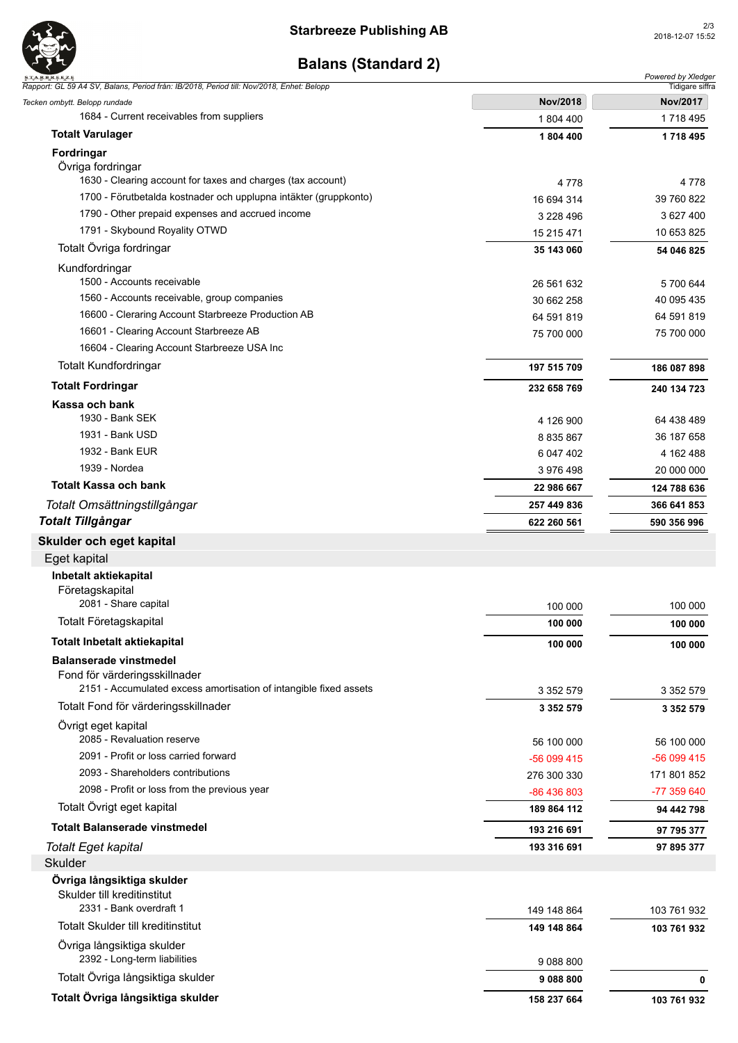# Starbreeze Publishing AB

## Balans (Standard 2)

*Rapport: GL 59 A4 SV, Balans, Period från: IB/2018, Period till: Nov/2018, Enhet: Belopp*

*Tecken ombytt. Belopp rundade*

| | Nov/2018 | Nov/2017 |
|---|---|---|
| 1684 - Current receivables from suppliers | 1 804 400 | 1 718 495 |
| **Totalt Varulager** | **1 804 400** | **1 718 495** |
| **Fordringar** | | |
| Övriga fordringar | | |
| 1630 - Clearing account for taxes and charges (tax account) | 4 778 | 4 778 |
| 1700 - Förutbetalda kostnader och upplupna intäkter (gruppkonto) | 16 694 314 | 39 760 822 |
| 1790 - Other prepaid expenses and accrued income | 3 228 496 | 3 627 400 |
| 1791 - Skybound Royality OTWD | 15 215 471 | 10 653 825 |
| Totalt Övriga fordringar | **35 143 060** | **54 046 825** |
| Kundfordringar | | |
| 1500 - Accounts receivable | 26 561 632 | 5 700 644 |
| 1560 - Accounts receivable, group companies | 30 662 258 | 40 095 435 |
| 16600 - Clerating Account Starbreeze Production AB | 64 591 819 | 64 591 819 |
| 16601 - Clearing Account Starbreeze AB | 75 700 000 | 75 700 000 |
| 16604 - Clearing Account Starbreeze USA Inc | | |
| Totalt Kundfordringar | **197 515 709** | **186 087 898** |
| **Totalt Fordringar** | **232 658 769** | **240 134 723** |
| **Kassa och bank** | | |
| 1930 - Bank SEK | 4 126 900 | 64 438 489 |
| 1931 - Bank USD | 8 835 867 | 36 187 658 |
| 1932 - Bank EUR | 6 047 402 | 4 162 488 |
| 1939 - Nordea | 3 976 498 | 20 000 000 |
| **Totalt Kassa och bank** | **22 986 667** | **124 788 636** |
| *Totalt Omsättningstillgångar* | **257 449 836** | **366 641 853** |
| ***Totalt Tillgångar*** | **622 260 561** | **590 356 996** |
| **Skulder och eget kapital** | | |
| Eget kapital | | |
| **Inbetalt aktiekapital** | | |
| Företagskapital | | |
| 2081 - Share capital | 100 000 | 100 000 |
| Totalt Företagskapital | **100 000** | **100 000** |
| **Totalt Inbetalt aktiekapital** | **100 000** | **100 000** |
| **Balanserade vinstmedel** | | |
| Fond för värderingsskillnader | | |
| 2151 - Accumulated excess amortisation of intangible fixed assets | 3 352 579 | 3 352 579 |
| Totalt Fond för värderingsskillnader | **3 352 579** | **3 352 579** |
| Övrigt eget kapital | | |
| 2085 - Revaluation reserve | 56 100 000 | 56 100 000 |
| 2091 - Profit or loss carried forward | -56 099 415 | -56 099 415 |
| 2093 - Shareholders contributions | 276 300 330 | 171 801 852 |
| 2098 - Profit or loss from the previous year | -86 436 803 | -77 359 640 |
| Totalt Övrigt eget kapital | **189 864 112** | **94 442 798** |
| **Totalt Balanserade vinstmedel** | **193 216 691** | **97 795 377** |
| *Totalt Eget kapital* | **193 316 691** | **97 895 377** |
| Skulder | | |
| **Övriga långsiktiga skulder** | | |
| Skulder till kreditinstitut | | |
| 2331 - Bank overdraft 1 | 149 148 864 | 103 761 932 |
| Totalt Skulder till kreditinstitut | **149 148 864** | **103 761 932** |
| Övriga långsiktiga skulder | | |
| 2392 - Long-term liabilities | 9 088 800 | |
| Totalt Övriga långsiktiga skulder | **9 088 800** | **0** |
| **Totalt Övriga långsiktiga skulder** | **158 237 664** | **103 761 932** |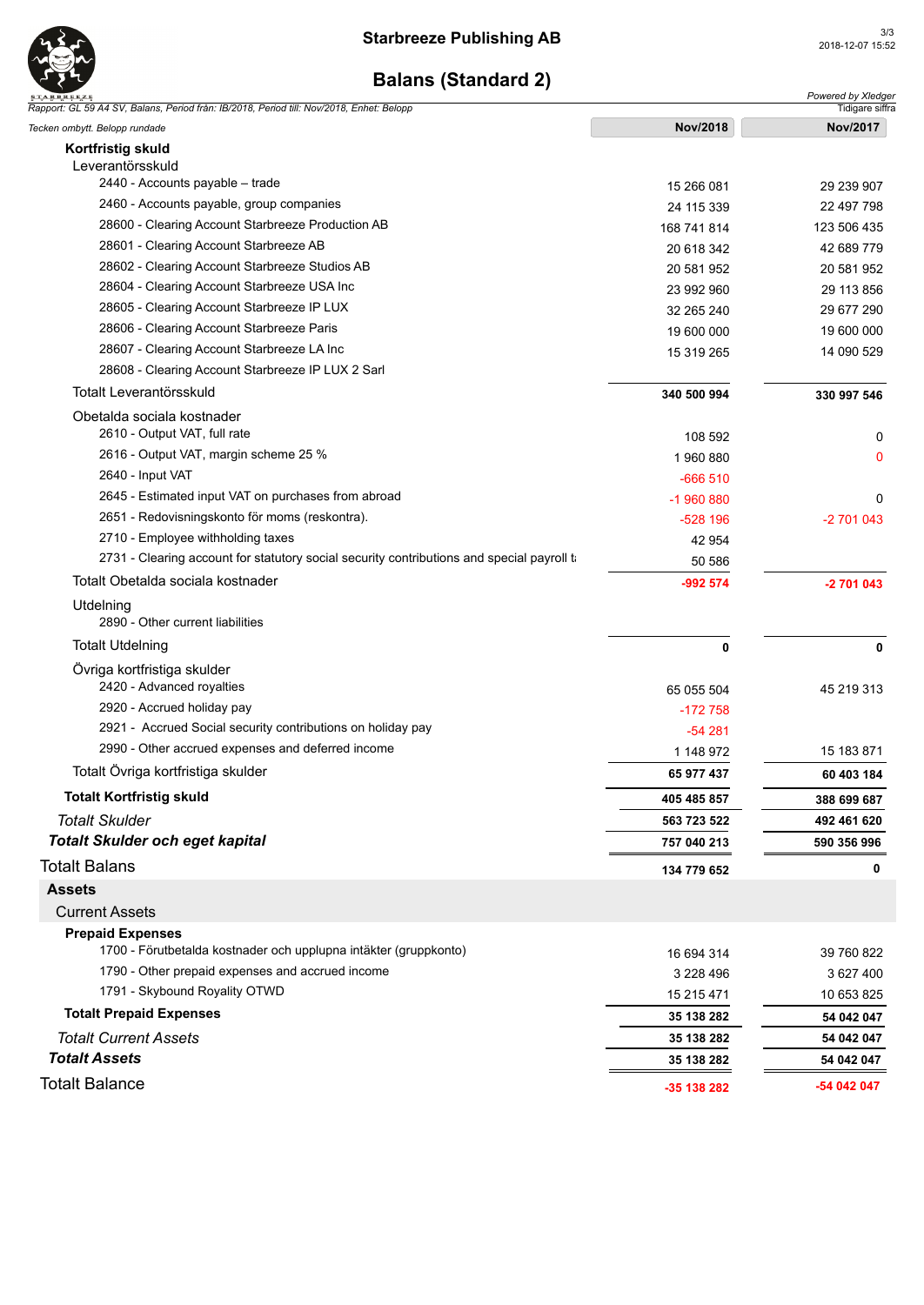# Starbreeze Publishing AB

## Balans (Standard 2)

Powered by Xledger

*Rapport: GL 59 A4 SV, Balans, Period från: IB/2018, Period till: Nov/2018, Enhet: Belopp*

Tidigare siffra

*Tecken ombytt. Belopp rundade*

| | Nov/2018 | Nov/2017 |
|---|---|---|
| **Kortfristig skuld** | | |
| Leverantörsskuld | | |
| 2440 - Accounts payable – trade | 15 266 081 | 29 239 907 |
| 2460 - Accounts payable, group companies | 24 115 339 | 22 497 798 |
| 28600 - Clearing Account Starbreeze Production AB | 168 741 814 | 123 506 435 |
| 28601 - Clearing Account Starbreeze AB | 20 618 342 | 42 689 779 |
| 28602 - Clearing Account Starbreeze Studios AB | 20 581 952 | 20 581 952 |
| 28604 - Clearing Account Starbreeze USA Inc | 23 992 960 | 29 113 856 |
| 28605 - Clearing Account Starbreeze IP LUX | 32 265 240 | 29 677 290 |
| 28606 - Clearing Account Starbreeze Paris | 19 600 000 | 19 600 000 |
| 28607 - Clearing Account Starbreeze LA Inc | 15 319 265 | 14 090 529 |
| 28608 - Clearing Account Starbreeze IP LUX 2 Sarl | | |
| Totalt Leverantörsskuld | **340 500 994** | **330 997 546** |
| Obetalda sociala kostnader | | |
| 2610 - Output VAT, full rate | 108 592 | 0 |
| 2616 - Output VAT, margin scheme 25 % | 1 960 880 | 0 |
| 2640 - Input VAT | -666 510 | |
| 2645 - Estimated input VAT on purchases from abroad | -1 960 880 | 0 |
| 2651 - Redovisningskonto för moms (reskontra). | -528 196 | -2 701 043 |
| 2710 - Employee withholding taxes | 42 954 | |
| 2731 - Clearing account for statutory social security contributions and special payroll t | 50 586 | |
| Totalt Obetalda sociala kostnader | **-992 574** | **-2 701 043** |
| Utdelning | | |
| 2890 - Other current liabilities | | |
| Totalt Utdelning | **0** | **0** |
| Övriga kortfristiga skulder | | |
| 2420 - Advanced royalties | 65 055 504 | 45 219 313 |
| 2920 - Accrued holiday pay | -172 758 | |
| 2921 - Accrued Social security contributions on holiday pay | -54 281 | |
| 2990 - Other accrued expenses and deferred income | 1 148 972 | 15 183 871 |
| Totalt Övriga kortfristiga skulder | **65 977 437** | **60 403 184** |
| **Totalt Kortfristig skuld** | **405 485 857** | **388 699 687** |
| *Totalt Skulder* | **563 723 522** | **492 461 620** |
| ***Totalt Skulder och eget kapital*** | **757 040 213** | **590 356 996** |
| Totalt Balans | **134 779 652** | **0** |
| **Assets** | | |
| Current Assets | | |
| **Prepaid Expenses** | | |
| 1700 - Förutbetalda kostnader och upplupna intäkter (gruppkonto) | 16 694 314 | 39 760 822 |
| 1790 - Other prepaid expenses and accrued income | 3 228 496 | 3 627 400 |
| 1791 - Skybound Royality OTWD | 15 215 471 | 10 653 825 |
| **Totalt Prepaid Expenses** | **35 138 282** | **54 042 047** |
| *Totalt Current Assets* | **35 138 282** | **54 042 047** |
| ***Totalt Assets*** | **35 138 282** | **54 042 047** |
| Totalt Balance | **-35 138 282** | **-54 042 047** |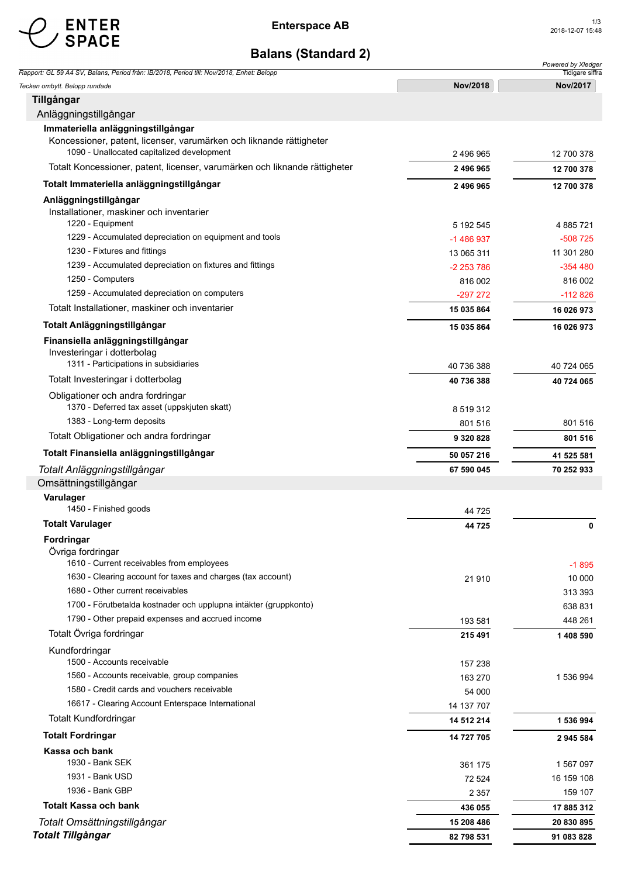# Enterspace AB

## Balans (Standard 2)

Rapport: GL 59 A4 SV, Balans, Period från: IB/2018, Period till: Nov/2018, Enhet: Belopp

Tecken ombytt. Belopp rundade

| | Nov/2018 | Nov/2017 |
|---|---|---|
| **Tillgångar** | | |
| Anläggningstillgångar | | |
| **Immateriella anläggningstillgångar** | | |
| Koncessioner, patent, licenser, varumärken och liknande rättigheter | | |
| 1090 - Unallocated capitalized development | 2 496 965 | 12 700 378 |
| Totalt Koncessioner, patent, licenser, varumärken och liknande rättigheter | **2 496 965** | **12 700 378** |
| **Totalt Immateriella anläggningstillgångar** | **2 496 965** | **12 700 378** |
| **Anläggningstillgångar** | | |
| Installationer, maskiner och inventarier | | |
| 1220 - Equipment | 5 192 545 | 4 885 721 |
| 1229 - Accumulated depreciation on equipment and tools | -1 486 937 | -508 725 |
| 1230 - Fixtures and fittings | 13 065 311 | 11 301 280 |
| 1239 - Accumulated depreciation on fixtures and fittings | -2 253 786 | -354 480 |
| 1250 - Computers | 816 002 | 816 002 |
| 1259 - Accumulated depreciation on computers | -297 272 | -112 826 |
| Totalt Installationer, maskiner och inventarier | **15 035 864** | **16 026 973** |
| **Totalt Anläggningstillgångar** | **15 035 864** | **16 026 973** |
| **Finansiella anläggningstillgångar** | | |
| Investeringar i dotterbolag | | |
| 1311 - Participations in subsidiaries | 40 736 388 | 40 724 065 |
| Totalt Investeringar i dotterbolag | **40 736 388** | **40 724 065** |
| Obligationer och andra fordringar | | |
| 1370 - Deferred tax asset (uppskjuten skatt) | 8 519 312 | |
| 1383 - Long-term deposits | 801 516 | 801 516 |
| Totalt Obligationer och andra fordringar | **9 320 828** | **801 516** |
| **Totalt Finansiella anläggningstillgångar** | **50 057 216** | **41 525 581** |
| *Totalt Anläggningstillgångar* | **67 590 045** | **70 252 933** |
| Omsättningstillgångar | | |
| **Varulager** | | |
| 1450 - Finished goods | 44 725 | |
| **Totalt Varulager** | **44 725** | **0** |
| **Fordringar** | | |
| Övriga fordringar | | |
| 1610 - Current receivables from employees | | -1 895 |
| 1630 - Clearing account for taxes and charges (tax account) | 21 910 | 10 000 |
| 1680 - Other current receivables | | 313 393 |
| 1700 - Förutbetalda kostnader och upplupna intäkter (gruppkonto) | | 638 831 |
| 1790 - Other prepaid expenses and accrued income | 193 581 | 448 261 |
| Totalt Övriga fordringar | **215 491** | **1 408 590** |
| Kundfordringar | | |
| 1500 - Accounts receivable | 157 238 | |
| 1560 - Accounts receivable, group companies | 163 270 | 1 536 994 |
| 1580 - Credit cards and vouchers receivable | 54 000 | |
| 16617 - Clearing Account Enterspace International | 14 137 707 | |
| Totalt Kundfordringar | **14 512 214** | **1 536 994** |
| **Totalt Fordringar** | **14 727 705** | **2 945 584** |
| **Kassa och bank** | | |
| 1930 - Bank SEK | 361 175 | 1 567 097 |
| 1931 - Bank USD | 72 524 | 16 159 108 |
| 1936 - Bank GBP | 2 357 | 159 107 |
| **Totalt Kassa och bank** | **436 055** | **17 885 312** |
| *Totalt Omsättningstillgångar* | **15 208 486** | **20 830 895** |
| ***Totalt Tillgångar*** | **82 798 531** | **91 083 828** |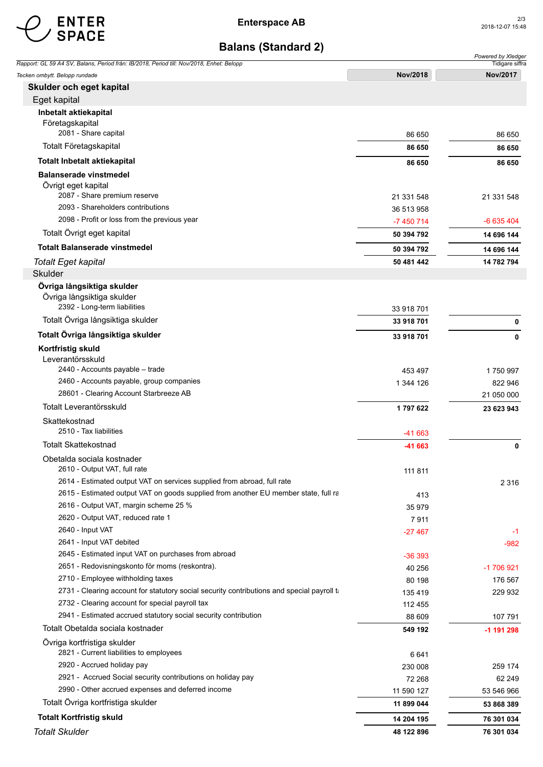# Enterspace AB

## Balans (Standard 2)

Rapport: GL 59 A4 SV, Balans, Period från: IB/2018, Period till: Nov/2018, Enhet: Belopp

Tecken ombytt. Belopp rundade

Powered by Xledger

| | Nov/2018 | Nov/2017 |
|---|---|---|
| **Skulder och eget kapital** | | |
| Eget kapital | | |
| **Inbetalt aktiekapital** | | |
| Företagskapital | | |
| 2081 - Share capital | 86 650 | 86 650 |
| Totalt Företagskapital | **86 650** | **86 650** |
| **Totalt Inbetalt aktiekapital** | **86 650** | **86 650** |
| **Balanserade vinstmedel** | | |
| Övrigt eget kapital | | |
| 2087 - Share premium reserve | 21 331 548 | 21 331 548 |
| 2093 - Shareholders contributions | 36 513 958 | |
| 2098 - Profit or loss from the previous year | -7 450 714 | -6 635 404 |
| Totalt Övrigt eget kapital | **50 394 792** | **14 696 144** |
| **Totalt Balanserade vinstmedel** | **50 394 792** | **14 696 144** |
| *Totalt Eget kapital* | **50 481 442** | **14 782 794** |
| Skulder | | |
| **Övriga långsiktiga skulder** | | |
| Övriga långsiktiga skulder | | |
| 2392 - Long-term liabilities | 33 918 701 | |
| Totalt Övriga långsiktiga skulder | **33 918 701** | **0** |
| **Totalt Övriga långsiktiga skulder** | **33 918 701** | **0** |
| **Kortfristig skuld** | | |
| Leverantörsskuld | | |
| 2440 - Accounts payable – trade | 453 497 | 1 750 997 |
| 2460 - Accounts payable, group companies | 1 344 126 | 822 946 |
| 28601 - Clearing Account Starbreeze AB | | 21 050 000 |
| Totalt Leverantörsskuld | **1 797 622** | **23 623 943** |
| Skattekostnad | | |
| 2510 - Tax liabilities | -41 663 | |
| Totalt Skattekostnad | **-41 663** | **0** |
| Obetalda sociala kostnader | | |
| 2610 - Output VAT, full rate | 111 811 | |
| 2614 - Estimated output VAT on services supplied from abroad, full rate | | 2 316 |
| 2615 - Estimated output VAT on goods supplied from another EU member state, full ra | 413 | |
| 2616 - Output VAT, margin scheme 25 % | 35 979 | |
| 2620 - Output VAT, reduced rate 1 | 7 911 | |
| 2640 - Input VAT | -27 467 | -1 |
| 2641 - Input VAT debited | | -982 |
| 2645 - Estimated input VAT on purchases from abroad | -36 393 | |
| 2651 - Redovisningskonto för moms (reskontra). | 40 256 | -1 706 921 |
| 2710 - Employee withholding taxes | 80 198 | 176 567 |
| 2731 - Clearing account for statutory social security contributions and special payroll t | 135 419 | 229 932 |
| 2732 - Clearing account for special payroll tax | 112 455 | |
| 2941 - Estimated accrued statutory social security contribution | 88 609 | 107 791 |
| Totalt Obetalda sociala kostnader | **549 192** | **-1 191 298** |
| Övriga kortfristiga skulder | | |
| 2821 - Current liabilities to employees | 6 641 | |
| 2920 - Accrued holiday pay | 230 008 | 259 174 |
| 2921 - Accrued Social security contributions on holiday pay | 72 268 | 62 249 |
| 2990 - Other accrued expenses and deferred income | 11 590 127 | 53 546 966 |
| Totalt Övriga kortfristiga skulder | **11 899 044** | **53 868 389** |
| **Totalt Kortfristig skuld** | **14 204 195** | **76 301 034** |
| *Totalt Skulder* | **48 122 896** | **76 301 034** |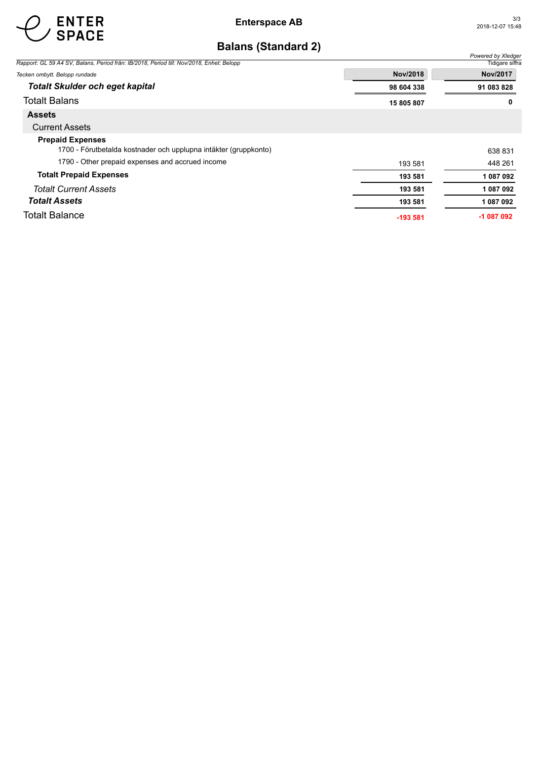# Enterspace AB

## Balans (Standard 2)

*Powered by Xledger*

*Rapport: GL 59 A4 SV, Balans, Period från: IB/2018, Period till: Nov/2018, Enhet: Belopp*

*Tecken ombytt. Belopp rundade*

| | Nov/2018 | Tidigare siffra Nov/2017 |
|---|---|---|
| ***Totalt Skulder och eget kapital*** | **98 604 338** | **91 083 828** |
| Totalt Balans | **15 805 807** | **0** |
| **Assets** | | |
| Current Assets | | |
| **Prepaid Expenses** | | |
| 1700 - Förutbetalda kostnader och upplupna intäkter (gruppkonto) | | 638 831 |
| 1790 - Other prepaid expenses and accrued income | 193 581 | 448 261 |
| **Totalt Prepaid Expenses** | **193 581** | **1 087 092** |
| *Totalt Current Assets* | **193 581** | **1 087 092** |
| ***Totalt Assets*** | **193 581** | **1 087 092** |
| Totalt Balance | **-193 581** | **-1 087 092** |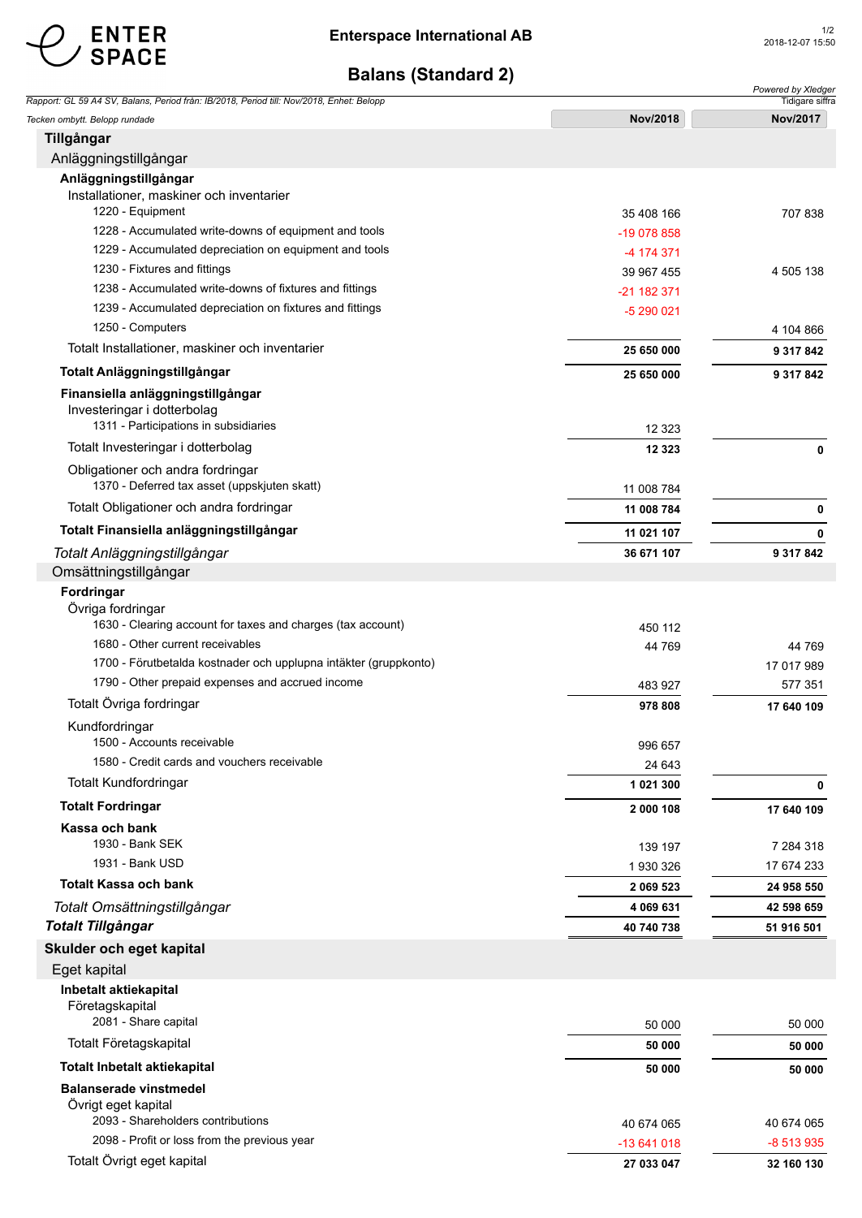# Enterspace International AB

## Balans (Standard 2)

Rapport: GL 59 A4 SV, Balans, Period från: IB/2018, Period till: Nov/2018, Enhet: Belopp

Tecken ombytt. Belopp rundade

| | Nov/2018 | Nov/2017 |
|---|---|---|
| **Tillgångar** | | |
| Anläggningstillgångar | | |
| **Anläggningstillgångar** | | |
| Installationer, maskiner och inventarier | | |
| 1220 - Equipment | 35 408 166 | 707 838 |
| 1228 - Accumulated write-downs of equipment and tools | -19 078 858 | |
| 1229 - Accumulated depreciation on equipment and tools | -4 174 371 | |
| 1230 - Fixtures and fittings | 39 967 455 | 4 505 138 |
| 1238 - Accumulated write-downs of fixtures and fittings | -21 182 371 | |
| 1239 - Accumulated depreciation on fixtures and fittings | -5 290 021 | |
| 1250 - Computers | | 4 104 866 |
| Totalt Installationer, maskiner och inventarier | **25 650 000** | **9 317 842** |
| **Totalt Anläggningstillgångar** | **25 650 000** | **9 317 842** |
| **Finansiella anläggningstillgångar** | | |
| Investeringar i dotterbolag | | |
| 1311 - Participations in subsidiaries | 12 323 | |
| Totalt Investeringar i dotterbolag | **12 323** | **0** |
| Obligationer och andra fordringar | | |
| 1370 - Deferred tax asset (uppskjuten skatt) | 11 008 784 | |
| Totalt Obligationer och andra fordringar | **11 008 784** | **0** |
| **Totalt Finansiella anläggningstillgångar** | **11 021 107** | **0** |
| *Totalt Anläggningstillgångar* | **36 671 107** | **9 317 842** |
| Omsättningstillgångar | | |
| **Fordringar** | | |
| Övriga fordringar | | |
| 1630 - Clearing account for taxes and charges (tax account) | 450 112 | |
| 1680 - Other current receivables | 44 769 | 44 769 |
| 1700 - Förutbetalda kostnader och upplupna intäkter (gruppkonto) | | 17 017 989 |
| 1790 - Other prepaid expenses and accrued income | 483 927 | 577 351 |
| Totalt Övriga fordringar | **978 808** | **17 640 109** |
| Kundfordringar | | |
| 1500 - Accounts receivable | 996 657 | |
| 1580 - Credit cards and vouchers receivable | 24 643 | |
| Totalt Kundfordringar | **1 021 300** | **0** |
| **Totalt Fordringar** | **2 000 108** | **17 640 109** |
| **Kassa och bank** | | |
| 1930 - Bank SEK | 139 197 | 7 284 318 |
| 1931 - Bank USD | 1 930 326 | 17 674 233 |
| **Totalt Kassa och bank** | **2 069 523** | **24 958 550** |
| *Totalt Omsättningstillgångar* | **4 069 631** | **42 598 659** |
| ***Totalt Tillgångar*** | **40 740 738** | **51 916 501** |
| **Skulder och eget kapital** | | |
| Eget kapital | | |
| **Inbetalt aktiekapital** | | |
| Företagskapital | | |
| 2081 - Share capital | 50 000 | 50 000 |
| Totalt Företagskapital | **50 000** | **50 000** |
| **Totalt Inbetalt aktiekapital** | **50 000** | **50 000** |
| **Balanserade vinstmedel** | | |
| Övrigt eget kapital | | |
| 2093 - Shareholders contributions | 40 674 065 | 40 674 065 |
| 2098 - Profit or loss from the previous year | -13 641 018 | -8 513 935 |
| Totalt Övrigt eget kapital | **27 033 047** | **32 160 130** |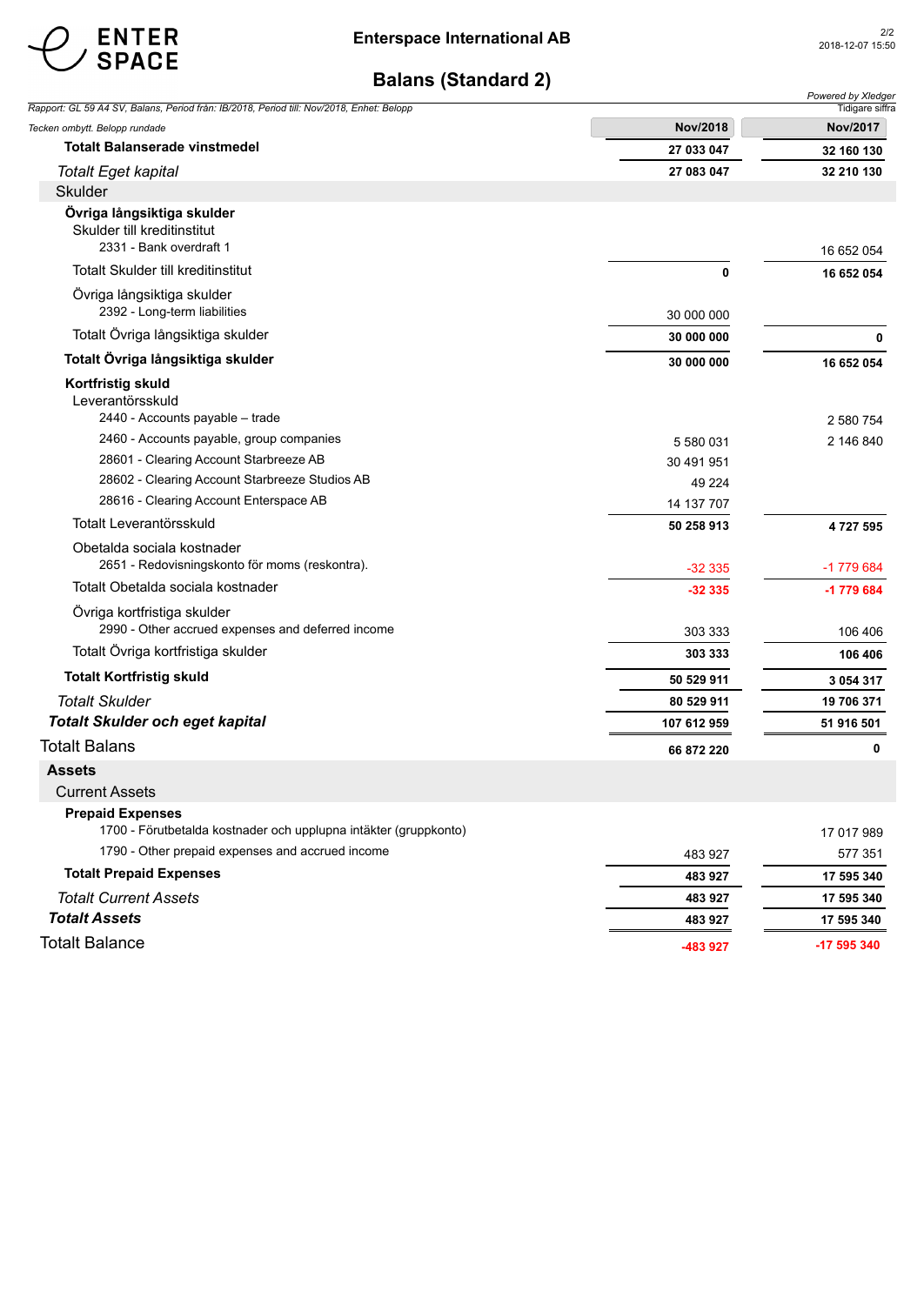# Enterspace International AB

## Balans (Standard 2)

Powered by Xledger

*Rapport: GL 59 A4 SV, Balans, Period från: IB/2018, Period till: Nov/2018, Enhet: Belopp*

Tidigare siffra

*Tecken ombytt. Belopp rundade*

| | Nov/2018 | Nov/2017 |
|---|---|---|
| **Totalt Balanserade vinstmedel** | **27 033 047** | **32 160 130** |
| *Totalt Eget kapital* | **27 083 047** | **32 210 130** |
| Skulder | | |
| **Övriga långsiktiga skulder** | | |
| Skulder till kreditinstitut | | |
| 2331 - Bank overdraft 1 | | 16 652 054 |
| Totalt Skulder till kreditinstitut | **0** | **16 652 054** |
| Övriga långsiktiga skulder | | |
| 2392 - Long-term liabilities | 30 000 000 | |
| Totalt Övriga långsiktiga skulder | **30 000 000** | **0** |
| **Totalt Övriga långsiktiga skulder** | **30 000 000** | **16 652 054** |
| **Kortfristig skuld** | | |
| Leverantörsskuld | | |
| 2440 - Accounts payable – trade | | 2 580 754 |
| 2460 - Accounts payable, group companies | 5 580 031 | 2 146 840 |
| 28601 - Clearing Account Starbreeze AB | 30 491 951 | |
| 28602 - Clearing Account Starbreeze Studios AB | 49 224 | |
| 28616 - Clearing Account Enterspace AB | 14 137 707 | |
| Totalt Leverantörsskuld | **50 258 913** | **4 727 595** |
| Obetalda sociala kostnader | | |
| 2651 - Redovisningskonto för moms (reskontra). | -32 335 | -1 779 684 |
| Totalt Obetalda sociala kostnader | **-32 335** | **-1 779 684** |
| Övriga kortfristiga skulder | | |
| 2990 - Other accrued expenses and deferred income | 303 333 | 106 406 |
| Totalt Övriga kortfristiga skulder | **303 333** | **106 406** |
| **Totalt Kortfristig skuld** | **50 529 911** | **3 054 317** |
| *Totalt Skulder* | **80 529 911** | **19 706 371** |
| ***Totalt Skulder och eget kapital*** | **107 612 959** | **51 916 501** |
| Totalt Balans | **66 872 220** | **0** |
| **Assets** | | |
| Current Assets | | |
| **Prepaid Expenses** | | |
| 1700 - Förutbetalda kostnader och upplupna intäkter (gruppkonto) | | 17 017 989 |
| 1790 - Other prepaid expenses and accrued income | 483 927 | 577 351 |
| **Totalt Prepaid Expenses** | **483 927** | **17 595 340** |
| *Totalt Current Assets* | **483 927** | **17 595 340** |
| ***Totalt Assets*** | **483 927** | **17 595 340** |
| Totalt Balance | **-483 927** | **-17 595 340** |